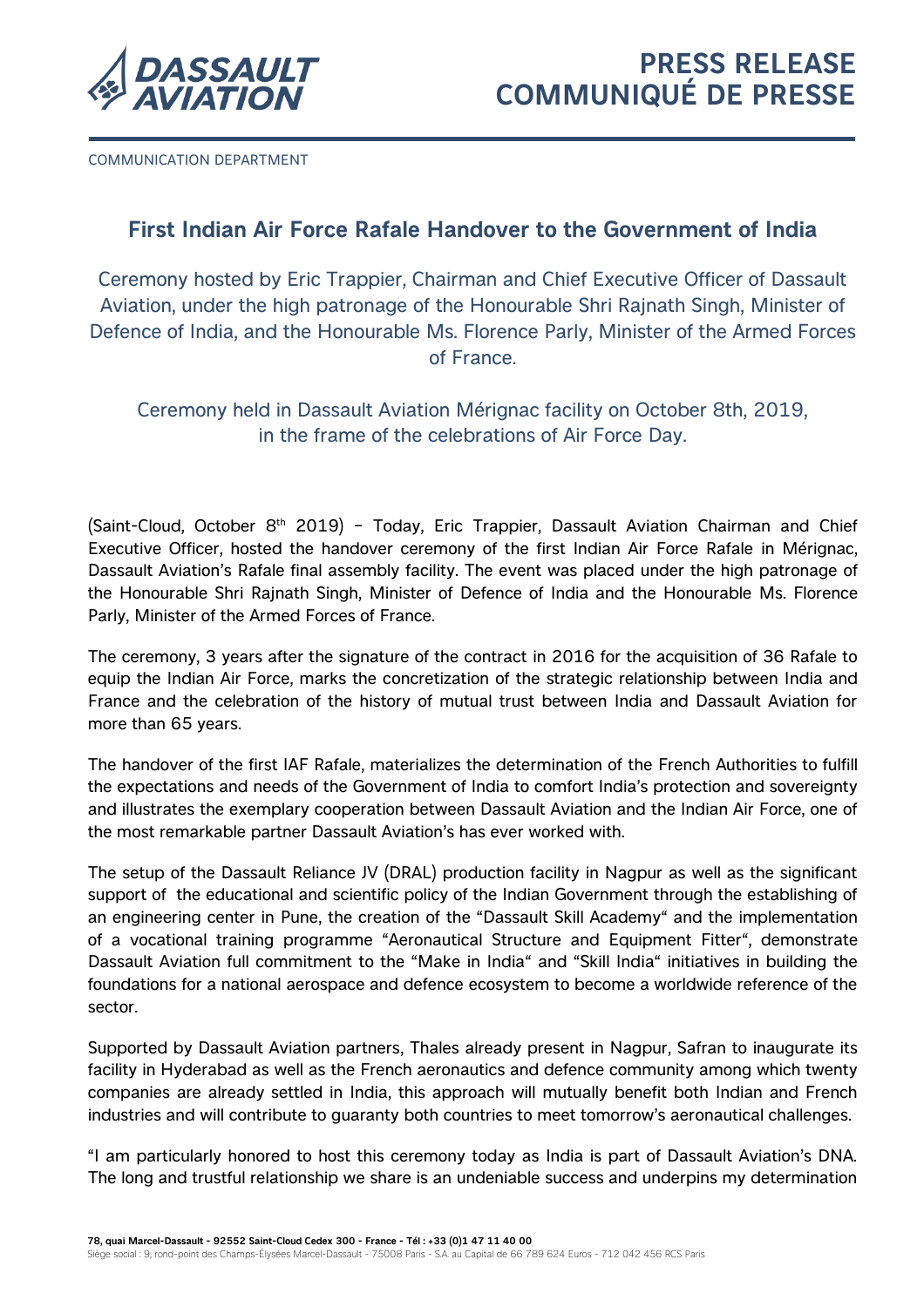# PRESS RELEASE
# COMMUNIQUÉ DE PRESSE

COMMUNICATION DEPARTMENT

## First Indian Air Force Rafale Handover to the Government of India

Ceremony hosted by Eric Trappier, Chairman and Chief Executive Officer of Dassault Aviation, under the high patronage of the Honourable Shri Rajnath Singh, Minister of Defence of India, and the Honourable Ms. Florence Parly, Minister of the Armed Forces of France.

Ceremony held in Dassault Aviation Mérignac facility on October 8th, 2019, in the frame of the celebrations of Air Force Day.

(Saint-Cloud, October 8th 2019) – Today, Eric Trappier, Dassault Aviation Chairman and Chief Executive Officer, hosted the handover ceremony of the first Indian Air Force Rafale in Mérignac, Dassault Aviation's Rafale final assembly facility. The event was placed under the high patronage of the Honourable Shri Rajnath Singh, Minister of Defence of India and the Honourable Ms. Florence Parly, Minister of the Armed Forces of France.

The ceremony, 3 years after the signature of the contract in 2016 for the acquisition of 36 Rafale to equip the Indian Air Force, marks the concretization of the strategic relationship between India and France and the celebration of the history of mutual trust between India and Dassault Aviation for more than 65 years.

The handover of the first IAF Rafale, materializes the determination of the French Authorities to fulfill the expectations and needs of the Government of India to comfort India's protection and sovereignty and illustrates the exemplary cooperation between Dassault Aviation and the Indian Air Force, one of the most remarkable partner Dassault Aviation's has ever worked with.

The setup of the Dassault Reliance JV (DRAL) production facility in Nagpur as well as the significant support of the educational and scientific policy of the Indian Government through the establishing of an engineering center in Pune, the creation of the "Dassault Skill Academy" and the implementation of a vocational training programme "Aeronautical Structure and Equipment Fitter", demonstrate Dassault Aviation full commitment to the "Make in India" and "Skill India" initiatives in building the foundations for a national aerospace and defence ecosystem to become a worldwide reference of the sector.

Supported by Dassault Aviation partners, Thales already present in Nagpur, Safran to inaugurate its facility in Hyderabad as well as the French aeronautics and defence community among which twenty companies are already settled in India, this approach will mutually benefit both Indian and French industries and will contribute to guaranty both countries to meet tomorrow's aeronautical challenges.

"I am particularly honored to host this ceremony today as India is part of Dassault Aviation's DNA. The long and trustful relationship we share is an undeniable success and underpins my determination

78, quai Marcel-Dassault - 92552 Saint-Cloud Cedex 300 - France - Tél : +33 (0)1 47 11 40 00
Siège social : 9, rond-point des Champs-Élysées Marcel-Dassault - 75008 Paris - S.A. au Capital de 66 789 624 Euros - 712 042 456 RCS Paris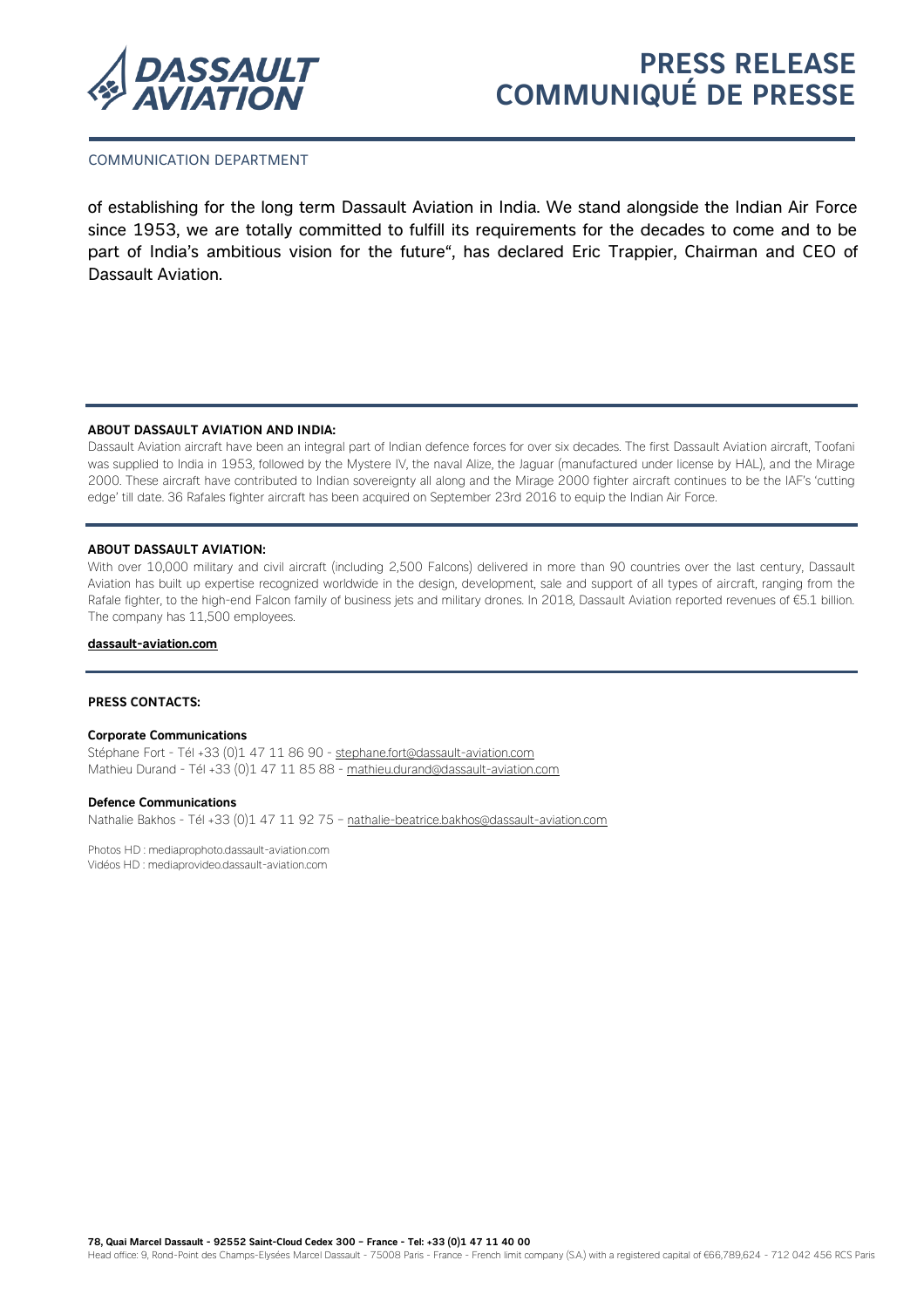of establishing for the long term Dassault Aviation in India. We stand alongside the Indian Air Force since 1953, we are totally committed to fulfill its requirements for the decades to come and to be part of India's ambitious vision for the future", has declared Eric Trappier, Chairman and CEO of Dassault Aviation.

**ABOUT DASSAULT AVIATION AND INDIA:**

Dassault Aviation aircraft have been an integral part of Indian defence forces for over six decades. The first Dassault Aviation aircraft, Toofani was supplied to India in 1953, followed by the Mystere IV, the naval Alize, the Jaguar (manufactured under license by HAL), and the Mirage 2000. These aircraft have contributed to Indian sovereignty all along and the Mirage 2000 fighter aircraft continues to be the IAF's 'cutting edge' till date. 36 Rafales fighter aircraft has been acquired on September 23rd 2016 to equip the Indian Air Force.

**ABOUT DASSAULT AVIATION:**

With over 10,000 military and civil aircraft (including 2,500 Falcons) delivered in more than 90 countries over the last century, Dassault Aviation has built up expertise recognized worldwide in the design, development, sale and support of all types of aircraft, ranging from the Rafale fighter, to the high-end Falcon family of business jets and military drones. In 2018, Dassault Aviation reported revenues of €5.1 billion. The company has 11,500 employees.

**dassault-aviation.com**

**PRESS CONTACTS:**

**Corporate Communications**
Stéphane Fort - Tél +33 (0)1 47 11 86 90 - stephane.fort@dassault-aviation.com
Mathieu Durand - Tél +33 (0)1 47 11 85 88 - mathieu.durand@dassault-aviation.com

**Defence Communications**
Nathalie Bakhos - Tél +33 (0)1 47 11 92 75 – nathalie-beatrice.bakhos@dassault-aviation.com

Photos HD : mediaprophoto.dassault-aviation.com
Vidéos HD : mediaprovideo.dassault-aviation.com